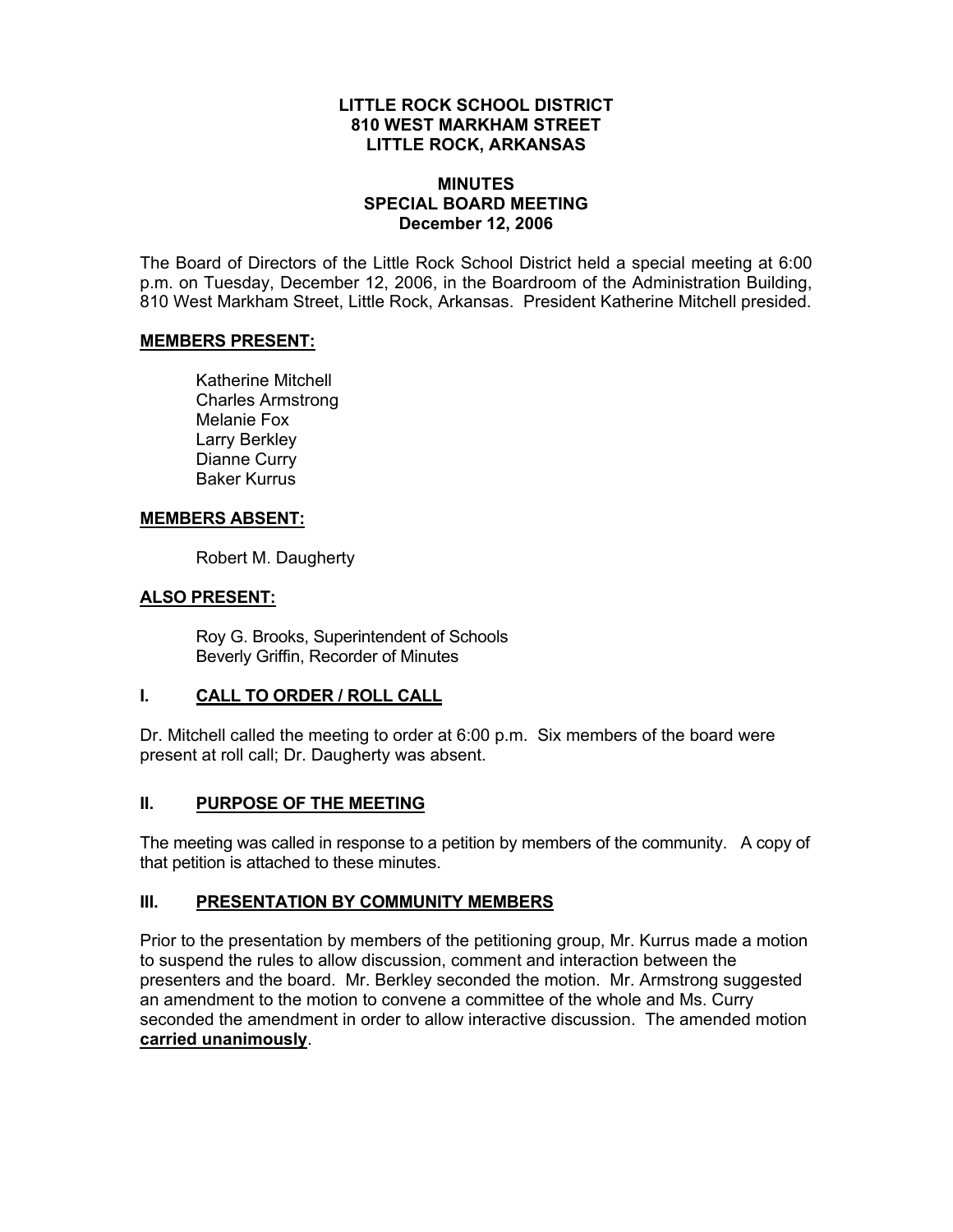**LITTLE ROCK SCHOOL DISTRICT**
**810 WEST MARKHAM STREET**
**LITTLE ROCK, ARKANSAS**

**MINUTES**
**SPECIAL BOARD MEETING**
**December 12, 2006**

The Board of Directors of the Little Rock School District held a special meeting at 6:00 p.m. on Tuesday, December 12, 2006, in the Boardroom of the Administration Building, 810 West Markham Street, Little Rock, Arkansas. President Katherine Mitchell presided.

**MEMBERS PRESENT:**

Katherine Mitchell
Charles Armstrong
Melanie Fox
Larry Berkley
Dianne Curry
Baker Kurrus

**MEMBERS ABSENT:**

Robert M. Daugherty

**ALSO PRESENT:**

Roy G. Brooks, Superintendent of Schools
Beverly Griffin, Recorder of Minutes

## I. CALL TO ORDER / ROLL CALL

Dr. Mitchell called the meeting to order at 6:00 p.m. Six members of the board were present at roll call; Dr. Daugherty was absent.

## II. PURPOSE OF THE MEETING

The meeting was called in response to a petition by members of the community. A copy of that petition is attached to these minutes.

## III. PRESENTATION BY COMMUNITY MEMBERS

Prior to the presentation by members of the petitioning group, Mr. Kurrus made a motion to suspend the rules to allow discussion, comment and interaction between the presenters and the board. Mr. Berkley seconded the motion. Mr. Armstrong suggested an amendment to the motion to convene a committee of the whole and Ms. Curry seconded the amendment in order to allow interactive discussion. The amended motion **carried unanimously**.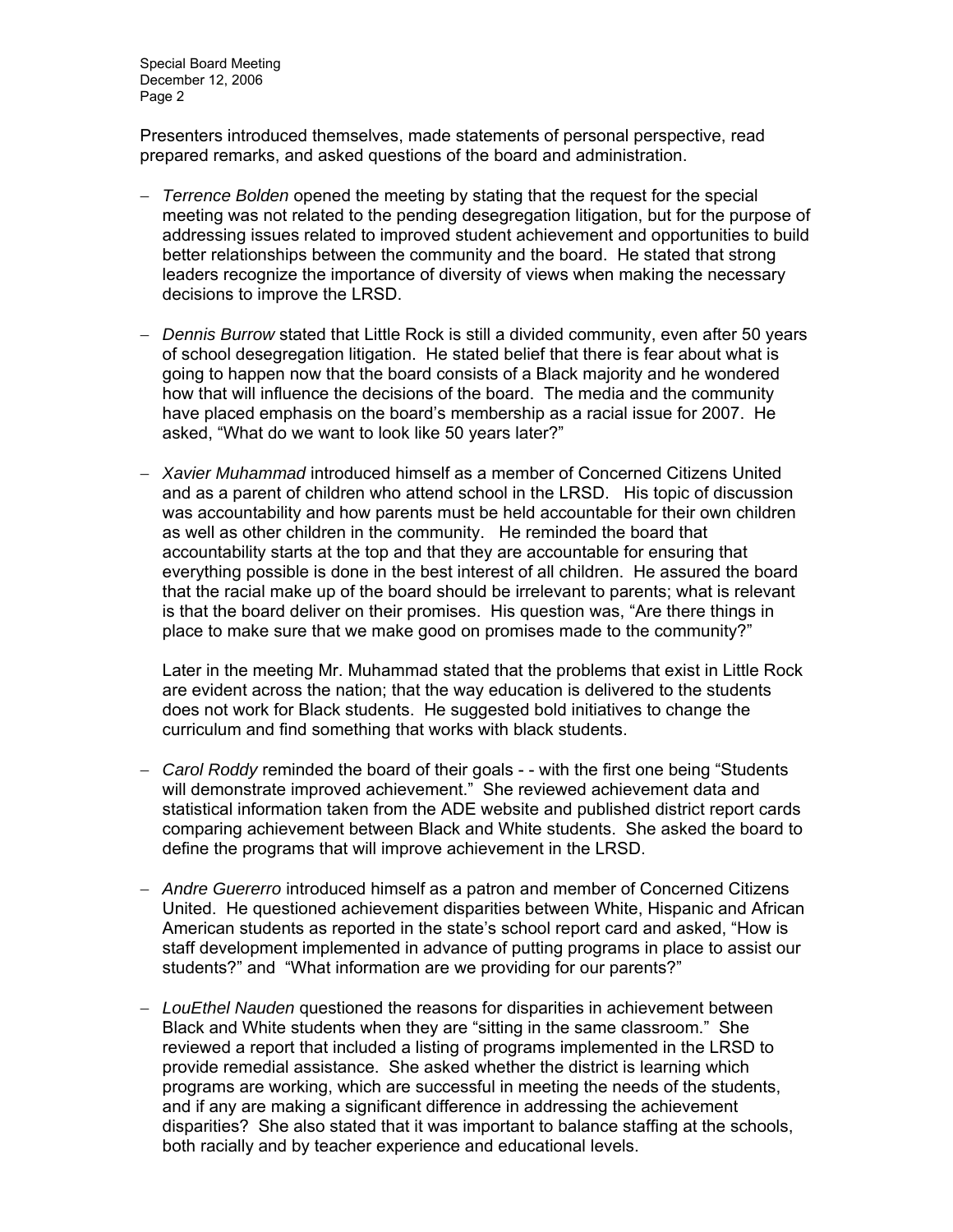Presenters introduced themselves, made statements of personal perspective, read prepared remarks, and asked questions of the board and administration.

- *Terrence Bolden* opened the meeting by stating that the request for the special meeting was not related to the pending desegregation litigation, but for the purpose of addressing issues related to improved student achievement and opportunities to build better relationships between the community and the board. He stated that strong leaders recognize the importance of diversity of views when making the necessary decisions to improve the LRSD.

- *Dennis Burrow* stated that Little Rock is still a divided community, even after 50 years of school desegregation litigation. He stated belief that there is fear about what is going to happen now that the board consists of a Black majority and he wondered how that will influence the decisions of the board. The media and the community have placed emphasis on the board's membership as a racial issue for 2007. He asked, "What do we want to look like 50 years later?"

- *Xavier Muhammad* introduced himself as a member of Concerned Citizens United and as a parent of children who attend school in the LRSD. His topic of discussion was accountability and how parents must be held accountable for their own children as well as other children in the community. He reminded the board that accountability starts at the top and that they are accountable for ensuring that everything possible is done in the best interest of all children. He assured the board that the racial make up of the board should be irrelevant to parents; what is relevant is that the board deliver on their promises. His question was, "Are there things in place to make sure that we make good on promises made to the community?"

  Later in the meeting Mr. Muhammad stated that the problems that exist in Little Rock are evident across the nation; that the way education is delivered to the students does not work for Black students. He suggested bold initiatives to change the curriculum and find something that works with black students.

- *Carol Roddy* reminded the board of their goals - - with the first one being "Students will demonstrate improved achievement." She reviewed achievement data and statistical information taken from the ADE website and published district report cards comparing achievement between Black and White students. She asked the board to define the programs that will improve achievement in the LRSD.

- *Andre Guererro* introduced himself as a patron and member of Concerned Citizens United. He questioned achievement disparities between White, Hispanic and African American students as reported in the state's school report card and asked, "How is staff development implemented in advance of putting programs in place to assist our students?" and "What information are we providing for our parents?"

- *LouEthel Nauden* questioned the reasons for disparities in achievement between Black and White students when they are "sitting in the same classroom." She reviewed a report that included a listing of programs implemented in the LRSD to provide remedial assistance. She asked whether the district is learning which programs are working, which are successful in meeting the needs of the students, and if any are making a significant difference in addressing the achievement disparities? She also stated that it was important to balance staffing at the schools, both racially and by teacher experience and educational levels.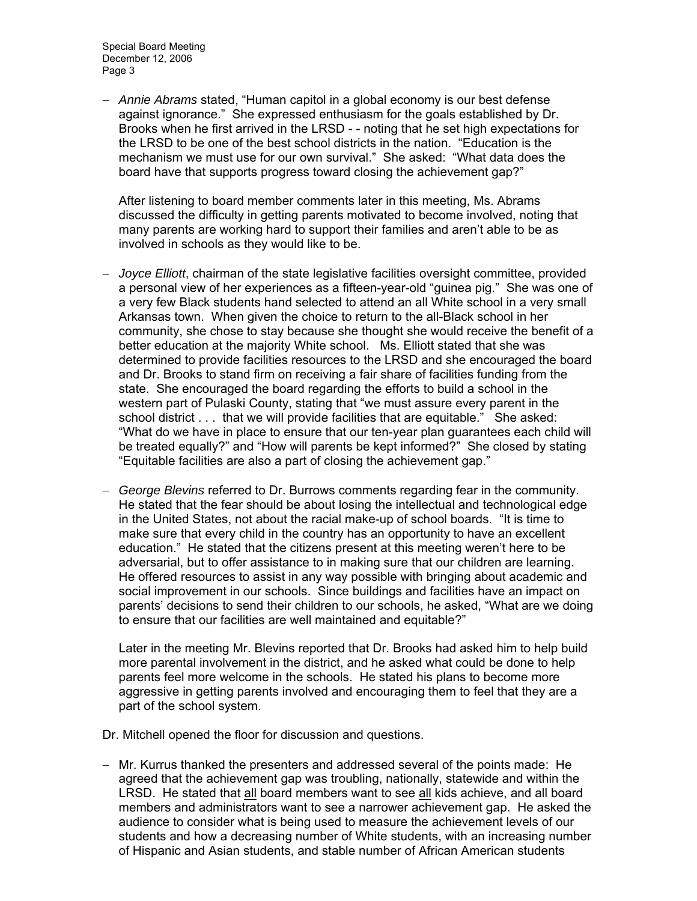- *Annie Abrams* stated, "Human capitol in a global economy is our best defense against ignorance." She expressed enthusiasm for the goals established by Dr. Brooks when he first arrived in the LRSD - - noting that he set high expectations for the LRSD to be one of the best school districts in the nation. "Education is the mechanism we must use for our own survival." She asked: "What data does the board have that supports progress toward closing the achievement gap?"

  After listening to board member comments later in this meeting, Ms. Abrams discussed the difficulty in getting parents motivated to become involved, noting that many parents are working hard to support their families and aren't able to be as involved in schools as they would like to be.

- *Joyce Elliott*, chairman of the state legislative facilities oversight committee, provided a personal view of her experiences as a fifteen-year-old "guinea pig." She was one of a very few Black students hand selected to attend an all White school in a very small Arkansas town. When given the choice to return to the all-Black school in her community, she chose to stay because she thought she would receive the benefit of a better education at the majority White school. Ms. Elliott stated that she was determined to provide facilities resources to the LRSD and she encouraged the board and Dr. Brooks to stand firm on receiving a fair share of facilities funding from the state. She encouraged the board regarding the efforts to build a school in the western part of Pulaski County, stating that "we must assure every parent in the school district . . . that we will provide facilities that are equitable." She asked: "What do we have in place to ensure that our ten-year plan guarantees each child will be treated equally?" and "How will parents be kept informed?" She closed by stating "Equitable facilities are also a part of closing the achievement gap."

- *George Blevins* referred to Dr. Burrows comments regarding fear in the community. He stated that the fear should be about losing the intellectual and technological edge in the United States, not about the racial make-up of school boards. "It is time to make sure that every child in the country has an opportunity to have an excellent education." He stated that the citizens present at this meeting weren't here to be adversarial, but to offer assistance to in making sure that our children are learning. He offered resources to assist in any way possible with bringing about academic and social improvement in our schools. Since buildings and facilities have an impact on parents' decisions to send their children to our schools, he asked, "What are we doing to ensure that our facilities are well maintained and equitable?"

  Later in the meeting Mr. Blevins reported that Dr. Brooks had asked him to help build more parental involvement in the district, and he asked what could be done to help parents feel more welcome in the schools. He stated his plans to become more aggressive in getting parents involved and encouraging them to feel that they are a part of the school system.

Dr. Mitchell opened the floor for discussion and questions.

- Mr. Kurrus thanked the presenters and addressed several of the points made: He agreed that the achievement gap was troubling, nationally, statewide and within the LRSD. He stated that <u>all</u> board members want to see <u>all</u> kids achieve, and all board members and administrators want to see a narrower achievement gap. He asked the audience to consider what is being used to measure the achievement levels of our students and how a decreasing number of White students, with an increasing number of Hispanic and Asian students, and stable number of African American students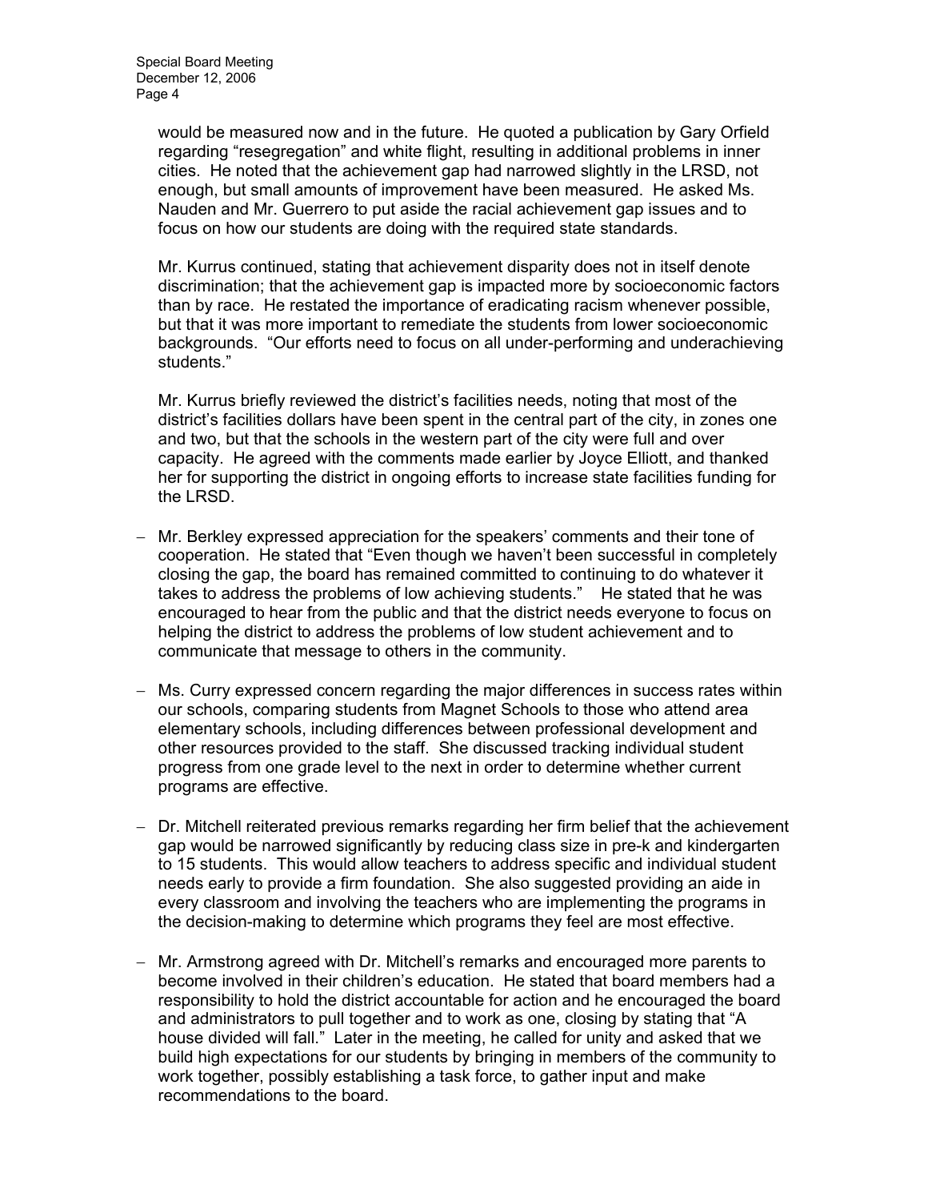would be measured now and in the future. He quoted a publication by Gary Orfield regarding "resegregation" and white flight, resulting in additional problems in inner cities. He noted that the achievement gap had narrowed slightly in the LRSD, not enough, but small amounts of improvement have been measured. He asked Ms. Nauden and Mr. Guerrero to put aside the racial achievement gap issues and to focus on how our students are doing with the required state standards.

Mr. Kurrus continued, stating that achievement disparity does not in itself denote discrimination; that the achievement gap is impacted more by socioeconomic factors than by race. He restated the importance of eradicating racism whenever possible, but that it was more important to remediate the students from lower socioeconomic backgrounds. "Our efforts need to focus on all under-performing and underachieving students."

Mr. Kurrus briefly reviewed the district's facilities needs, noting that most of the district's facilities dollars have been spent in the central part of the city, in zones one and two, but that the schools in the western part of the city were full and over capacity. He agreed with the comments made earlier by Joyce Elliott, and thanked her for supporting the district in ongoing efforts to increase state facilities funding for the LRSD.

- Mr. Berkley expressed appreciation for the speakers' comments and their tone of cooperation. He stated that "Even though we haven't been successful in completely closing the gap, the board has remained committed to continuing to do whatever it takes to address the problems of low achieving students." He stated that he was encouraged to hear from the public and that the district needs everyone to focus on helping the district to address the problems of low student achievement and to communicate that message to others in the community.

- Ms. Curry expressed concern regarding the major differences in success rates within our schools, comparing students from Magnet Schools to those who attend area elementary schools, including differences between professional development and other resources provided to the staff. She discussed tracking individual student progress from one grade level to the next in order to determine whether current programs are effective.

- Dr. Mitchell reiterated previous remarks regarding her firm belief that the achievement gap would be narrowed significantly by reducing class size in pre-k and kindergarten to 15 students. This would allow teachers to address specific and individual student needs early to provide a firm foundation. She also suggested providing an aide in every classroom and involving the teachers who are implementing the programs in the decision-making to determine which programs they feel are most effective.

- Mr. Armstrong agreed with Dr. Mitchell's remarks and encouraged more parents to become involved in their children's education. He stated that board members had a responsibility to hold the district accountable for action and he encouraged the board and administrators to pull together and to work as one, closing by stating that "A house divided will fall." Later in the meeting, he called for unity and asked that we build high expectations for our students by bringing in members of the community to work together, possibly establishing a task force, to gather input and make recommendations to the board.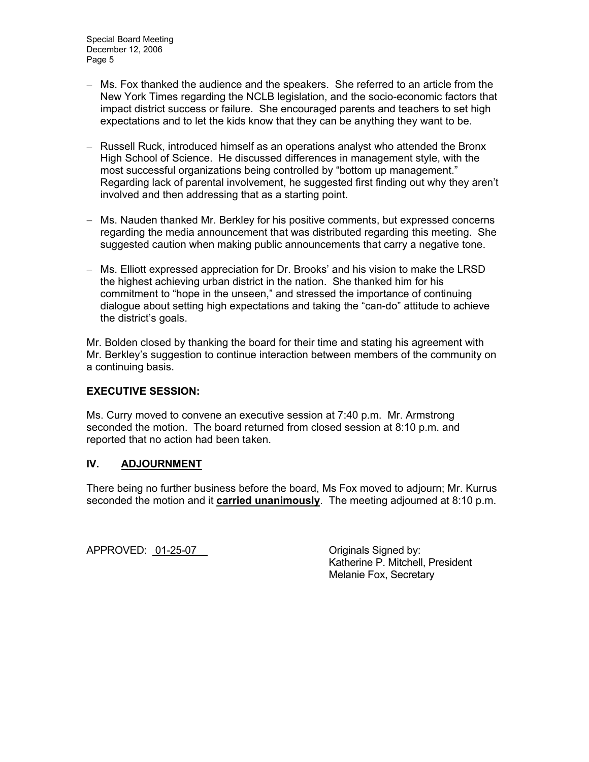- Ms. Fox thanked the audience and the speakers. She referred to an article from the New York Times regarding the NCLB legislation, and the socio-economic factors that impact district success or failure. She encouraged parents and teachers to set high expectations and to let the kids know that they can be anything they want to be.

- Russell Ruck, introduced himself as an operations analyst who attended the Bronx High School of Science. He discussed differences in management style, with the most successful organizations being controlled by "bottom up management." Regarding lack of parental involvement, he suggested first finding out why they aren't involved and then addressing that as a starting point.

- Ms. Nauden thanked Mr. Berkley for his positive comments, but expressed concerns regarding the media announcement that was distributed regarding this meeting. She suggested caution when making public announcements that carry a negative tone.

- Ms. Elliott expressed appreciation for Dr. Brooks' and his vision to make the LRSD the highest achieving urban district in the nation. She thanked him for his commitment to "hope in the unseen," and stressed the importance of continuing dialogue about setting high expectations and taking the "can-do" attitude to achieve the district's goals.

Mr. Bolden closed by thanking the board for their time and stating his agreement with Mr. Berkley's suggestion to continue interaction between members of the community on a continuing basis.

**EXECUTIVE SESSION:**

Ms. Curry moved to convene an executive session at 7:40 p.m. Mr. Armstrong seconded the motion. The board returned from closed session at 8:10 p.m. and reported that no action had been taken.

## IV. ADJOURNMENT

There being no further business before the board, Ms Fox moved to adjourn; Mr. Kurrus seconded the motion and it **carried unanimously**. The meeting adjourned at 8:10 p.m.

APPROVED: 01-25-07

Originals Signed by:
Katherine P. Mitchell, President
Melanie Fox, Secretary